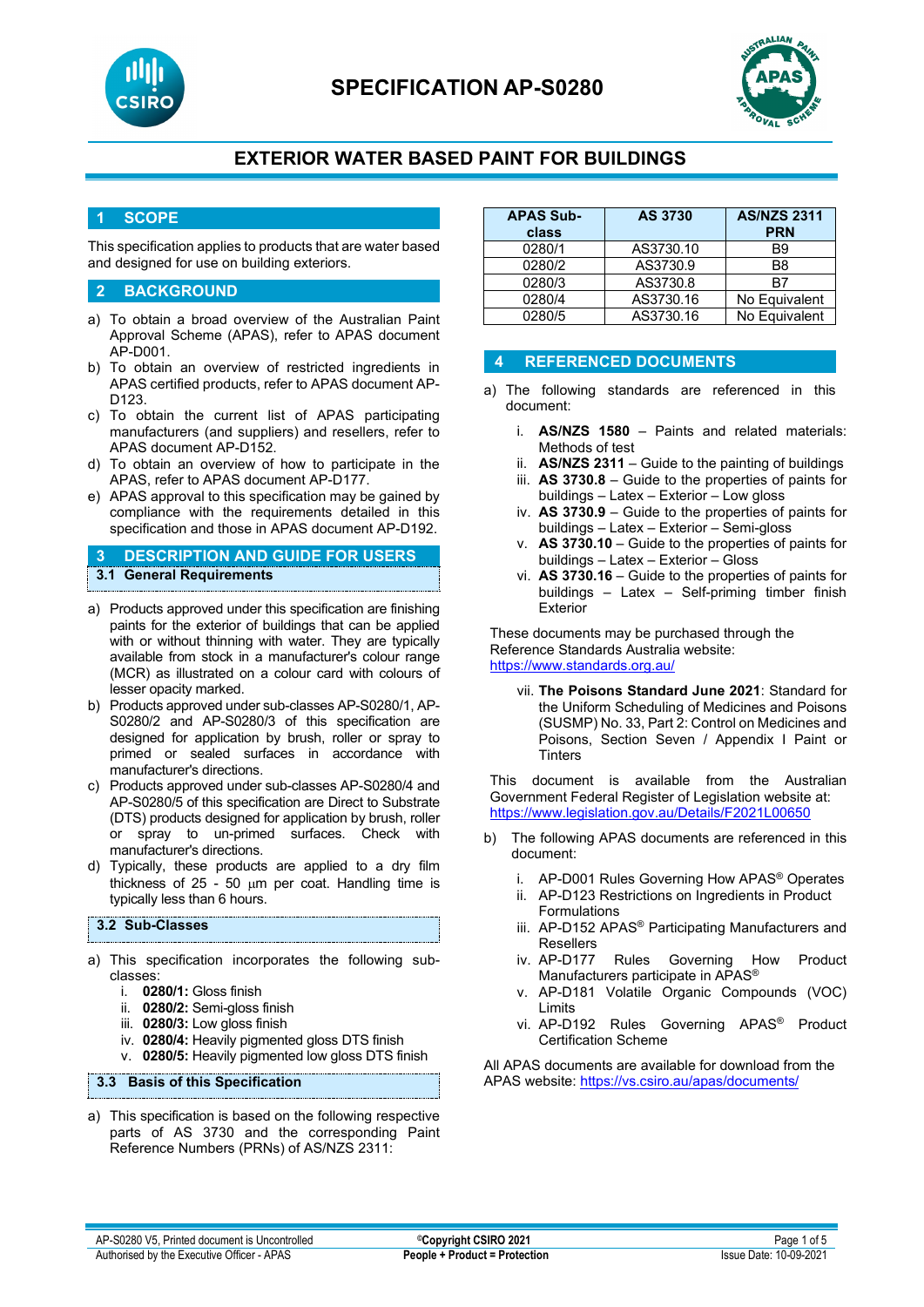# SPECIFICATION AP-S0280

## EXTERIOR WATER BASED PAINT FOR BUILDINGS

## 1 SCOPE

This specification applies to products that are water based and designed for use on building exteriors.

## 2 BACKGROUND

a) To obtain a broad overview of the Australian Paint Approval Scheme (APAS), refer to APAS document AP-D001.
b) To obtain an overview of restricted ingredients in APAS certified products, refer to APAS document AP-D123.
c) To obtain the current list of APAS participating manufacturers (and suppliers) and resellers, refer to APAS document AP-D152.
d) To obtain an overview of how to participate in the APAS, refer to APAS document AP-D177.
e) APAS approval to this specification may be gained by compliance with the requirements detailed in this specification and those in APAS document AP-D192.

## 3 DESCRIPTION AND GUIDE FOR USERS

### 3.1 General Requirements

a) Products approved under this specification are finishing paints for the exterior of buildings that can be applied with or without thinning with water. They are typically available from stock in a manufacturer's colour range (MCR) as illustrated on a colour card with colours of lesser opacity marked.
b) Products approved under sub-classes AP-S0280/1, AP-S0280/2 and AP-S0280/3 of this specification are designed for application by brush, roller or spray to primed or sealed surfaces in accordance with manufacturer's directions.
c) Products approved under sub-classes AP-S0280/4 and AP-S0280/5 of this specification are Direct to Substrate (DTS) products designed for application by brush, roller or spray to un-primed surfaces. Check with manufacturer's directions.
d) Typically, these products are applied to a dry film thickness of 25 - 50 µm per coat. Handling time is typically less than 6 hours.

### 3.2 Sub-Classes

a) This specification incorporates the following sub-classes:
   i. **0280/1:** Gloss finish
   ii. **0280/2:** Semi-gloss finish
   iii. **0280/3:** Low gloss finish
   iv. **0280/4:** Heavily pigmented gloss DTS finish
   v. **0280/5:** Heavily pigmented low gloss DTS finish

### 3.3 Basis of this Specification

a) This specification is based on the following respective parts of AS 3730 and the corresponding Paint Reference Numbers (PRNs) of AS/NZS 2311:

| APAS Sub-class | AS 3730 | AS/NZS 2311 PRN |
|---|---|---|
| 0280/1 | AS3730.10 | B9 |
| 0280/2 | AS3730.9 | B8 |
| 0280/3 | AS3730.8 | B7 |
| 0280/4 | AS3730.16 | No Equivalent |
| 0280/5 | AS3730.16 | No Equivalent |

## 4 REFERENCED DOCUMENTS

a) The following standards are referenced in this document:
   i. **AS/NZS 1580** – Paints and related materials: Methods of test
   ii. **AS/NZS 2311** – Guide to the painting of buildings
   iii. **AS 3730.8** – Guide to the properties of paints for buildings – Latex – Exterior – Low gloss
   iv. **AS 3730.9** – Guide to the properties of paints for buildings – Latex – Exterior – Semi-gloss
   v. **AS 3730.10** – Guide to the properties of paints for buildings – Latex – Exterior – Gloss
   vi. **AS 3730.16** – Guide to the properties of paints for buildings – Latex – Self-priming timber finish Exterior

These documents may be purchased through the Reference Standards Australia website: https://www.standards.org.au/

   vii. **The Poisons Standard June 2021**: Standard for the Uniform Scheduling of Medicines and Poisons (SUSMP) No. 33, Part 2: Control on Medicines and Poisons, Section Seven / Appendix I Paint or Tinters

This document is available from the Australian Government Federal Register of Legislation website at: https://www.legislation.gov.au/Details/F2021L00650

b) The following APAS documents are referenced in this document:
   i. AP-D001 Rules Governing How APAS® Operates
   ii. AP-D123 Restrictions on Ingredients in Product Formulations
   iii. AP-D152 APAS® Participating Manufacturers and Resellers
   iv. AP-D177 Rules Governing How Product Manufacturers participate in APAS®
   v. AP-D181 Volatile Organic Compounds (VOC) Limits
   vi. AP-D192 Rules Governing APAS® Product Certification Scheme

All APAS documents are available for download from the APAS website: https://vs.csiro.au/apas/documents/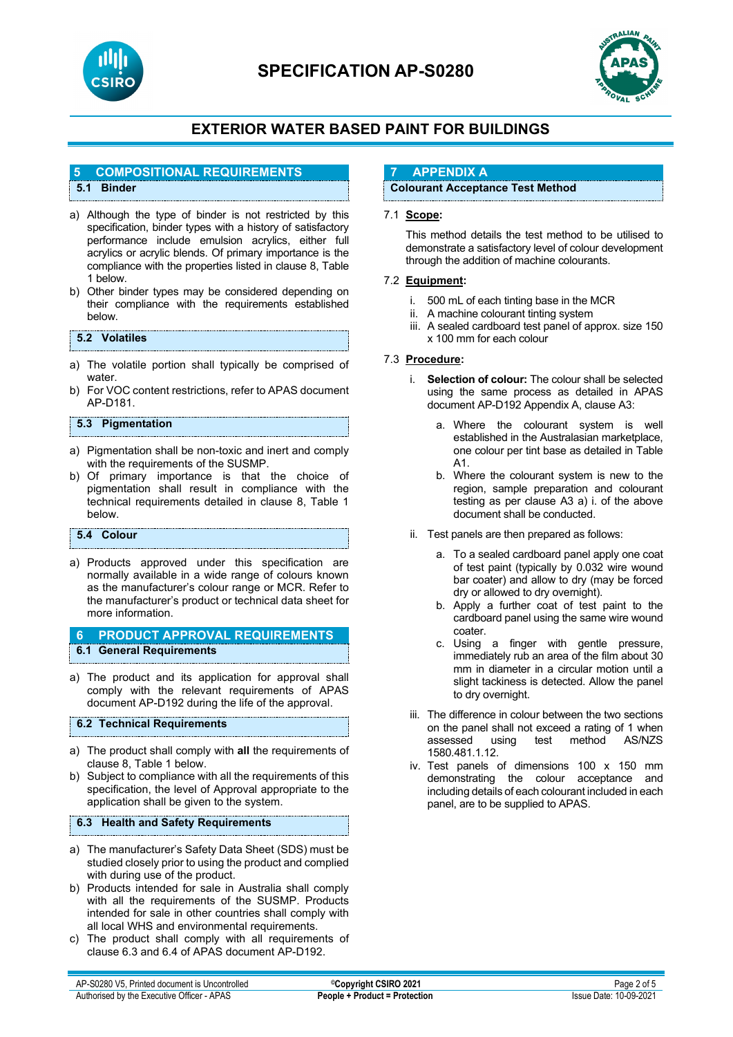## 5 COMPOSITIONAL REQUIREMENTS

### 5.1 Binder

a) Although the type of binder is not restricted by this specification, binder types with a history of satisfactory performance include emulsion acrylics, either full acrylics or acrylic blends. Of primary importance is the compliance with the properties listed in clause 8, Table 1 below.
b) Other binder types may be considered depending on their compliance with the requirements established below.

### 5.2 Volatiles

a) The volatile portion shall typically be comprised of water.
b) For VOC content restrictions, refer to APAS document AP-D181.

### 5.3 Pigmentation

a) Pigmentation shall be non-toxic and inert and comply with the requirements of the SUSMP.
b) Of primary importance is that the choice of pigmentation shall result in compliance with the technical requirements detailed in clause 8, Table 1 below.

### 5.4 Colour

a) Products approved under this specification are normally available in a wide range of colours known as the manufacturer's colour range or MCR. Refer to the manufacturer's product or technical data sheet for more information.

## 6 PRODUCT APPROVAL REQUIREMENTS

### 6.1 General Requirements

a) The product and its application for approval shall comply with the relevant requirements of APAS document AP-D192 during the life of the approval.

### 6.2 Technical Requirements

a) The product shall comply with **all** the requirements of clause 8, Table 1 below.
b) Subject to compliance with all the requirements of this specification, the level of Approval appropriate to the application shall be given to the system.

### 6.3 Health and Safety Requirements

a) The manufacturer's Safety Data Sheet (SDS) must be studied closely prior to using the product and complied with during use of the product.
b) Products intended for sale in Australia shall comply with all the requirements of the SUSMP. Products intended for sale in other countries shall comply with all local WHS and environmental requirements.
c) The product shall comply with all requirements of clause 6.3 and 6.4 of APAS document AP-D192.

## 7 APPENDIX A

### Colourant Acceptance Test Method

7.1 **Scope:**

This method details the test method to be utilised to demonstrate a satisfactory level of colour development through the addition of machine colourants.

7.2 **Equipment:**

i. 500 mL of each tinting base in the MCR
ii. A machine colourant tinting system
iii. A sealed cardboard test panel of approx. size 150 x 100 mm for each colour

7.3 **Procedure:**

i. **Selection of colour:** The colour shall be selected using the same process as detailed in APAS document AP-D192 Appendix A, clause A3:

   a. Where the colourant system is well established in the Australasian marketplace, one colour per tint base as detailed in Table A1.
   b. Where the colourant system is new to the region, sample preparation and colourant testing as per clause A3 a) i. of the above document shall be conducted.

ii. Test panels are then prepared as follows:

   a. To a sealed cardboard panel apply one coat of test paint (typically by 0.032 wire wound bar coater) and allow to dry (may be forced dry or allowed to dry overnight).
   b. Apply a further coat of test paint to the cardboard panel using the same wire wound coater.
   c. Using a finger with gentle pressure, immediately rub an area of the film about 30 mm in diameter in a circular motion until a slight tackiness is detected. Allow the panel to dry overnight.

iii. The difference in colour between the two sections on the panel shall not exceed a rating of 1 when assessed using test method AS/NZS 1580.481.1.12.

iv. Test panels of dimensions 100 x 150 mm demonstrating the colour acceptance and including details of each colourant included in each panel, are to be supplied to APAS.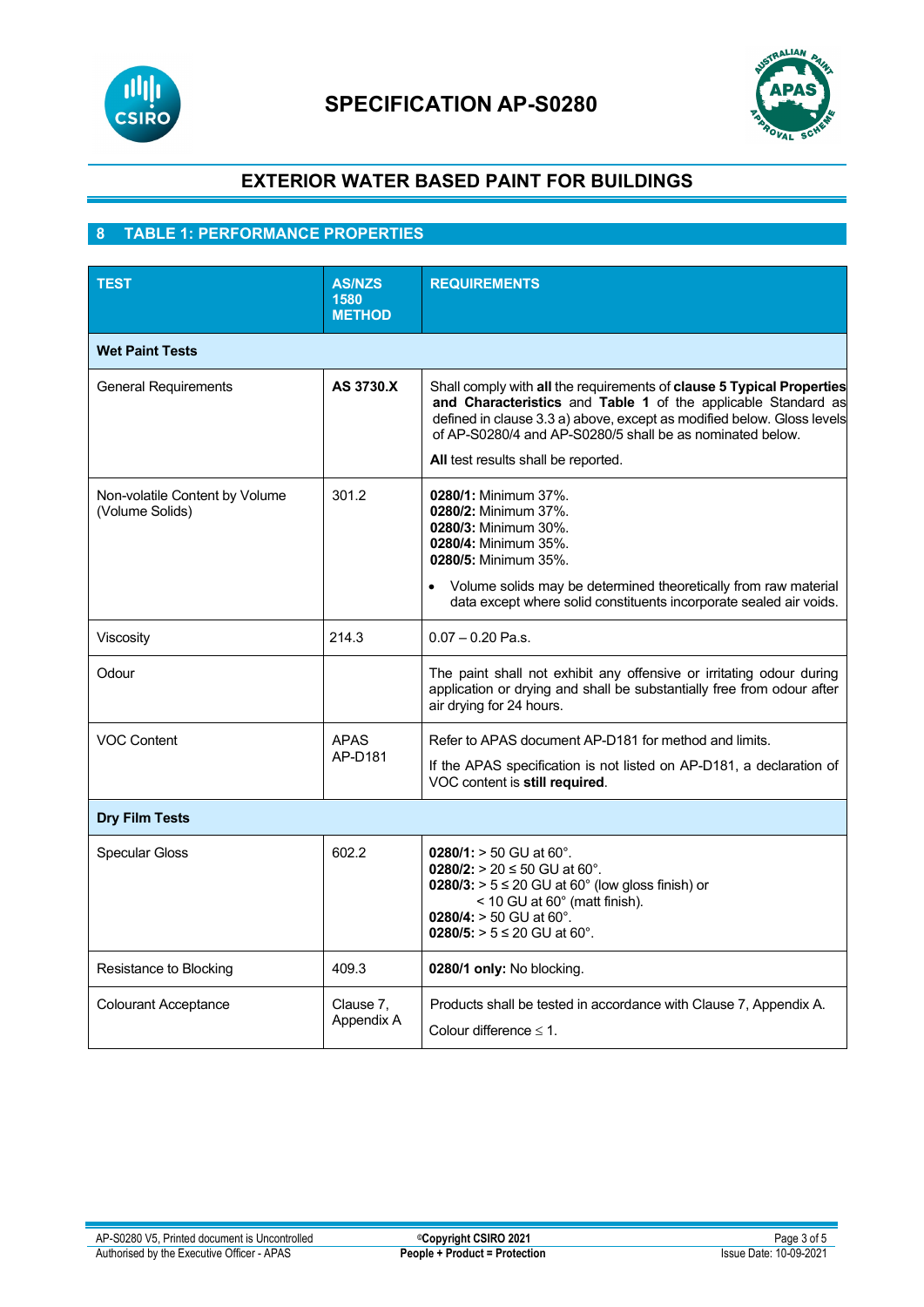# SPECIFICATION AP-S0280

## EXTERIOR WATER BASED PAINT FOR BUILDINGS

## 8 TABLE 1: PERFORMANCE PROPERTIES

| TEST | AS/NZS 1580 METHOD | REQUIREMENTS |
|---|---|---|
| **Wet Paint Tests** | | |
| General Requirements | **AS 3730.X** | Shall comply with **all** the requirements of **clause 5 Typical Properties and Characteristics** and **Table 1** of the applicable Standard as defined in clause 3.3 a) above, except as modified below. Gloss levels of AP-S0280/4 and AP-S0280/5 shall be as nominated below.<br><br>**All** test results shall be reported. |
| Non-volatile Content by Volume (Volume Solids) | 301.2 | **0280/1:** Minimum 37%.<br>**0280/2:** Minimum 37%.<br>**0280/3:** Minimum 30%.<br>**0280/4:** Minimum 35%.<br>**0280/5:** Minimum 35%.<br><br>• Volume solids may be determined theoretically from raw material data except where solid constituents incorporate sealed air voids. |
| Viscosity | 214.3 | 0.07 – 0.20 Pa.s. |
| Odour | | The paint shall not exhibit any offensive or irritating odour during application or drying and shall be substantially free from odour after air drying for 24 hours. |
| VOC Content | APAS AP-D181 | Refer to APAS document AP-D181 for method and limits.<br><br>If the APAS specification is not listed on AP-D181, a declaration of VOC content is **still required**. |
| **Dry Film Tests** | | |
| Specular Gloss | 602.2 | **0280/1:** > 50 GU at 60°.<br>**0280/2:** > 20 ≤ 50 GU at 60°.<br>**0280/3:** > 5 ≤ 20 GU at 60° (low gloss finish) or < 10 GU at 60° (matt finish).<br>**0280/4:** > 50 GU at 60°.<br>**0280/5:** > 5 ≤ 20 GU at 60°. |
| Resistance to Blocking | 409.3 | **0280/1 only:** No blocking. |
| Colourant Acceptance | Clause 7, Appendix A | Products shall be tested in accordance with Clause 7, Appendix A.<br><br>Colour difference ≤ 1. |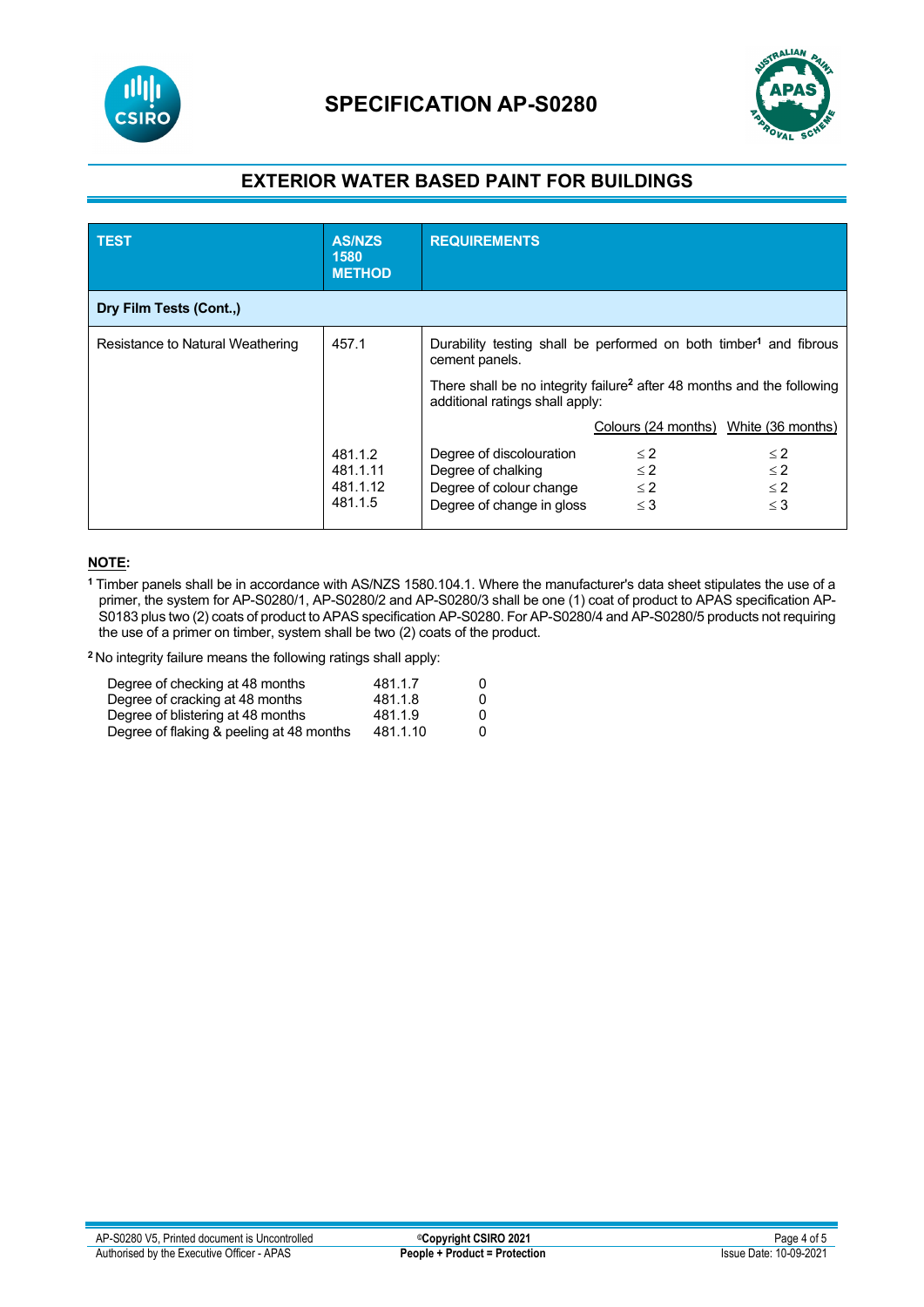# SPECIFICATION AP-S0280

## EXTERIOR WATER BASED PAINT FOR BUILDINGS

| TEST | AS/NZS 1580 METHOD | REQUIREMENTS | | |
|---|---|---|---|---|
| **Dry Film Tests (Cont.,)** | | | | |
| Resistance to Natural Weathering | 457.1 | Durability testing shall be performed on both timber[1] and fibrous cement panels. There shall be no integrity failure[2] after 48 months and the following additional ratings shall apply: | | |
| | | | Colours (24 months) | White (36 months) |
| | 481.1.2 | Degree of discolouration | ≤ 2 | ≤ 2 |
| | 481.1.11 | Degree of chalking | ≤ 2 | ≤ 2 |
| | 481.1.12 | Degree of colour change | ≤ 2 | ≤ 2 |
| | 481.1.5 | Degree of change in gloss | ≤ 3 | ≤ 3 |

**NOTE:**

[1] Timber panels shall be in accordance with AS/NZS 1580.104.1. Where the manufacturer's data sheet stipulates the use of a primer, the system for AP-S0280/1, AP-S0280/2 and AP-S0280/3 shall be one (1) coat of product to APAS specification AP-S0183 plus two (2) coats of product to APAS specification AP-S0280. For AP-S0280/4 and AP-S0280/5 products not requiring the use of a primer on timber, system shall be two (2) coats of the product.

[2] No integrity failure means the following ratings shall apply:

| | | |
|---|---|---|
| Degree of checking at 48 months | 481.1.7 | 0 |
| Degree of cracking at 48 months | 481.1.8 | 0 |
| Degree of blistering at 48 months | 481.1.9 | 0 |
| Degree of flaking & peeling at 48 months | 481.1.10 | 0 |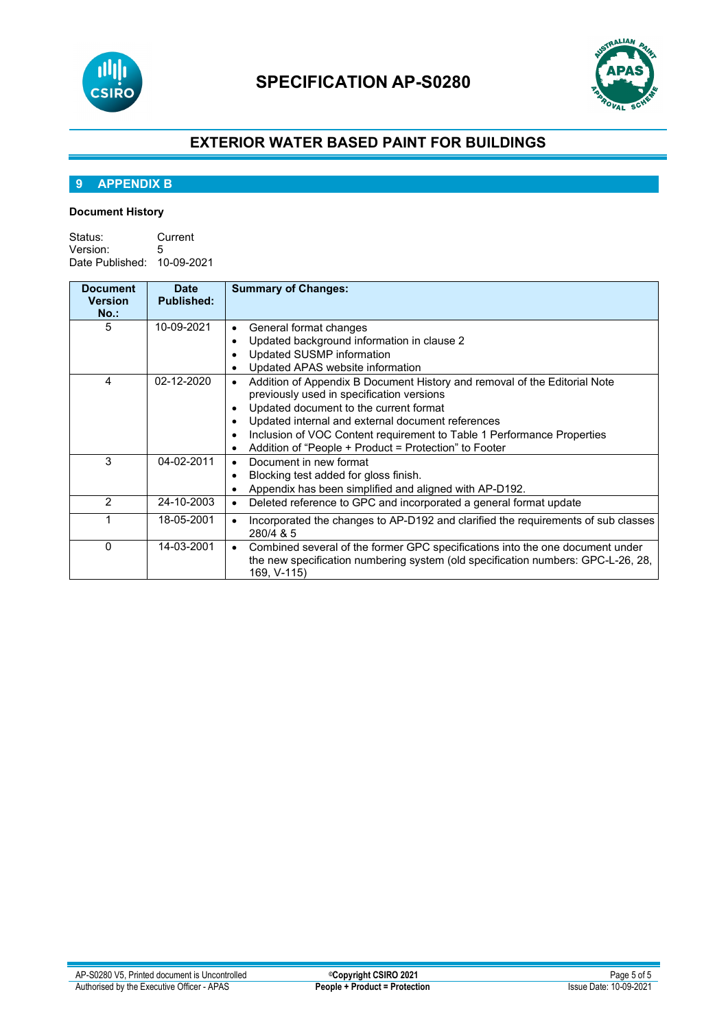## 9 APPENDIX B

**Document History**

Status: Current
Version: 5
Date Published: 10-09-2021

| Document Version No.: | Date Published: | Summary of Changes: |
|---|---|---|
| 5 | 10-09-2021 | • General format changes<br>• Updated background information in clause 2<br>• Updated SUSMP information<br>• Updated APAS website information |
| 4 | 02-12-2020 | • Addition of Appendix B Document History and removal of the Editorial Note previously used in specification versions<br>• Updated document to the current format<br>• Updated internal and external document references<br>• Inclusion of VOC Content requirement to Table 1 Performance Properties<br>• Addition of "People + Product = Protection" to Footer |
| 3 | 04-02-2011 | • Document in new format<br>• Blocking test added for gloss finish.<br>• Appendix has been simplified and aligned with AP-D192. |
| 2 | 24-10-2003 | • Deleted reference to GPC and incorporated a general format update |
| 1 | 18-05-2001 | • Incorporated the changes to AP-D192 and clarified the requirements of sub classes 280/4 & 5 |
| 0 | 14-03-2001 | • Combined several of the former GPC specifications into the one document under the new specification numbering system (old specification numbers: GPC-L-26, 28, 169, V-115) |